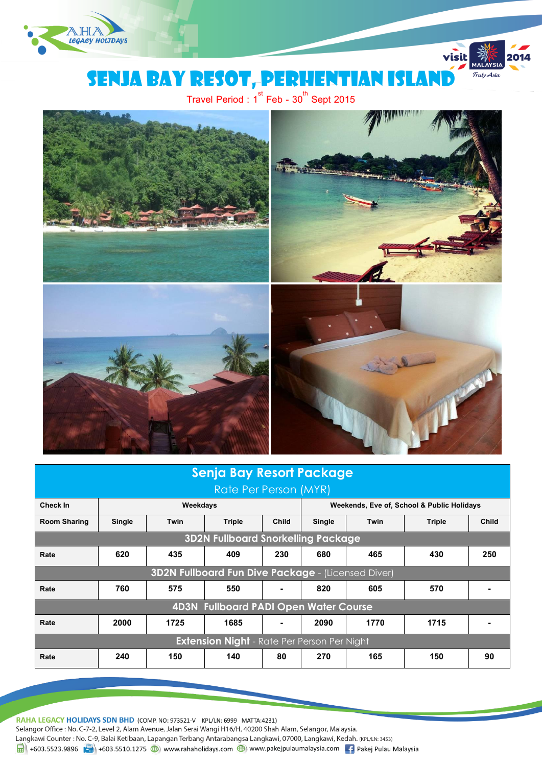# SENJA BAY RESOT, PERHENTIAN ISLAND

Travel Period : 1st Feb - 30th Sept 2015

| Senja Bay Resort Package<br>Rate Per Person (MYR) | | | | | | | | |
|---|---|---|---|---|---|---|---|---|
| **Check In** | **Weekdays** | | | | **Weekends, Eve of, School & Public Holidays** | | | |
| **Room Sharing** | **Single** | **Twin** | **Triple** | **Child** | **Single** | **Twin** | **Triple** | **Child** |
| **3D2N Fullboard Snorkelling Package** | | | | | | | | |
| **Rate** | 620 | 435 | 409 | 230 | 680 | 465 | 430 | 250 |
| **3D2N Fullboard Fun Dive Package** - (Licensed Diver) | | | | | | | | |
| **Rate** | 760 | 575 | 550 | - | 820 | 605 | 570 | - |
| **4D3N Fullboard PADI Open Water Course** | | | | | | | | |
| **Rate** | 2000 | 1725 | 1685 | - | 2090 | 1770 | 1715 | - |
| **Extension Night** - Rate Per Person Per Night | | | | | | | | |
| **Rate** | 240 | 150 | 140 | 80 | 270 | 165 | 150 | 90 |

**RAHA LEGACY HOLIDAYS SDN BHD** (COMP. NO: 973521-V KPL/LN: 6999 MATTA:4231)
Selangor Office : No. C-7-2, Level 2, Alam Avenue, Jalan Serai Wangi H16/H, 40200 Shah Alam, Selangor, Malaysia.
Langkawi Counter : No. C-9, Balai Ketibaan, Lapangan Terbang Antarabangsa Langkawi, 07000, Langkawi, Kedah. (KPL/LN: 3453)
+603.5523.9896 +603.5510.1275 www.rahaholidays.com www.pakejpulaumalaysia.com Pakej Pulau Malaysia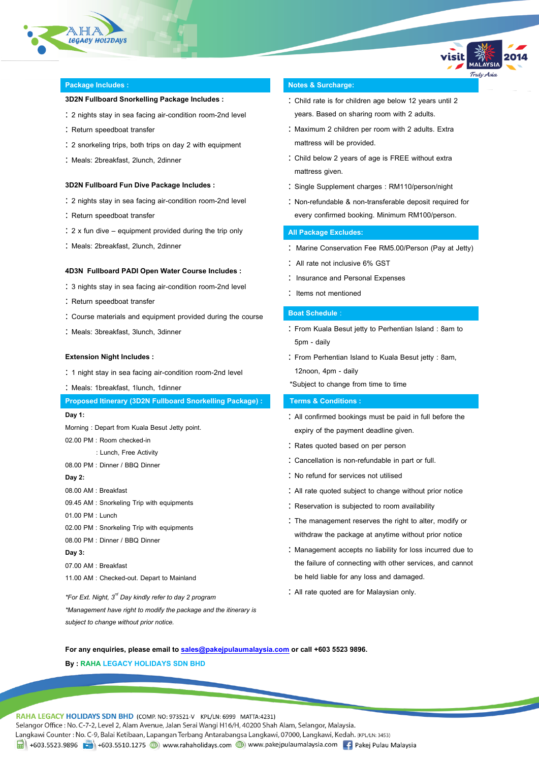## Package Includes :

**3D2N Fullboard Snorkelling Package Includes :**

- 2 nights stay in sea facing air-condition room-2nd level
- Return speedboat transfer
- 2 snorkeling trips, both trips on day 2 with equipment
- Meals: 2breakfast, 2lunch, 2dinner

**3D2N Fullboard Fun Dive Package Includes :**

- 2 nights stay in sea facing air-condition room-2nd level
- Return speedboat transfer
- 2 x fun dive – equipment provided during the trip only
- Meals: 2breakfast, 2lunch, 2dinner

**4D3N Fullboard PADI Open Water Course Includes :**

- 3 nights stay in sea facing air-condition room-2nd level
- Return speedboat transfer
- Course materials and equipment provided during the course
- Meals: 3breakfast, 3lunch, 3dinner

**Extension Night Includes :**

- 1 night stay in sea facing air-condition room-2nd level
- Meals: 1breakfast, 1lunch, 1dinner

## Proposed Itinerary (3D2N Fullboard Snorkelling Package) :

**Day 1:**

Morning : Depart from Kuala Besut Jetty point.

02.00 PM : Room checked-in

: Lunch, Free Activity

08.00 PM : Dinner / BBQ Dinner

**Day 2:**

08.00 AM : Breakfast

09.45 AM : Snorkeling Trip with equipments

01.00 PM : Lunch

02.00 PM : Snorkeling Trip with equipments

08.00 PM : Dinner / BBQ Dinner

**Day 3:**

07.00 AM : Breakfast

11.00 AM : Checked-out. Depart to Mainland

*\*For Ext. Night, 3rd Day kindly refer to day 2 program*

*\*Management have right to modify the package and the itinerary is subject to change without prior notice.*

## Notes & Surcharge:

- Child rate is for children age below 12 years until 2 years. Based on sharing room with 2 adults.
- Maximum 2 children per room with 2 adults. Extra mattress will be provided.
- Child below 2 years of age is FREE without extra mattress given.
- Single Supplement charges : RM110/person/night
- Non-refundable & non-transferable deposit required for every confirmed booking. Minimum RM100/person.

## All Package Excludes:

- Marine Conservation Fee RM5.00/Person (Pay at Jetty)
- All rate not inclusive 6% GST
- Insurance and Personal Expenses
- Items not mentioned

## Boat Schedule :

- From Kuala Besut jetty to Perhentian Island : 8am to 5pm - daily
- From Perhentian Island to Kuala Besut jetty : 8am, 12noon, 4pm - daily

\*Subject to change from time to time

## Terms & Conditions :

- All confirmed bookings must be paid in full before the expiry of the payment deadline given.
- Rates quoted based on per person
- Cancellation is non-refundable in part or full.
- No refund for services not utilised
- All rate quoted subject to change without prior notice
- Reservation is subjected to room availability
- The management reserves the right to alter, modify or withdraw the package at anytime without prior notice
- Management accepts no liability for loss incurred due to the failure of connecting with other services, and cannot be held liable for any loss and damaged.
- All rate quoted are for Malaysian only.

**For any enquiries, please email to sales@pakejpulaumalaysia.com or call +603 5523 9896.**

**By : RAHA LEGACY HOLIDAYS SDN BHD**

RAHA LEGACY HOLIDAYS SDN BHD (COMP. NO: 973521-V KPL/LN: 6999 MATTA:4231)
Selangor Office : No. C-7-2, Level 2, Alam Avenue, Jalan Serai Wangi H16/H, 40200 Shah Alam, Selangor, Malaysia.
Langkawi Counter : No. C-9, Balai Ketibaan, Lapangan Terbang Antarabangsa Langkawi, 07000, Langkawi, Kedah. (KPL/LN: 3453)
+603.5523.9896 +603.5510.1275 www.rahaholidays.com www.pakejpulaumalaysia.com Pakej Pulau Malaysia